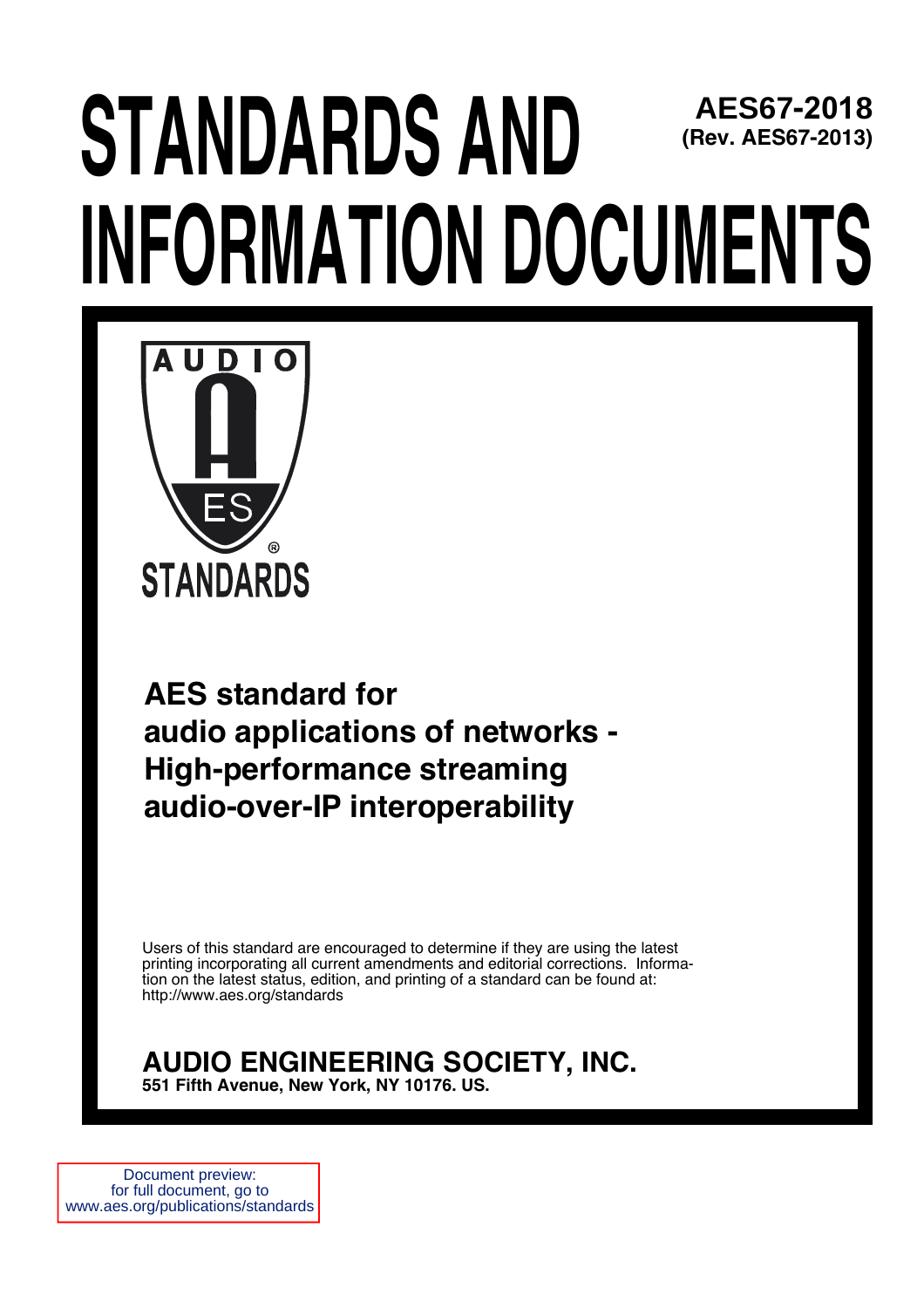# STANDARDS AND INFORMATION DOCUMENTS

**AES67-2018**
**(Rev. AES67-2013)**

AUDIO

ES

STANDARDS

## AES standard for audio applications of networks - High-performance streaming audio-over-IP interoperability

Users of this standard are encouraged to determine if they are using the latest printing incorporating all current amendments and editorial corrections. Information on the latest status, edition, and printing of a standard can be found at: http://www.aes.org/standards

**AUDIO ENGINEERING SOCIETY, INC.**
**551 Fifth Avenue, New York, NY 10176. US.**

Document preview:
for full document, go to
www.aes.org/publications/standards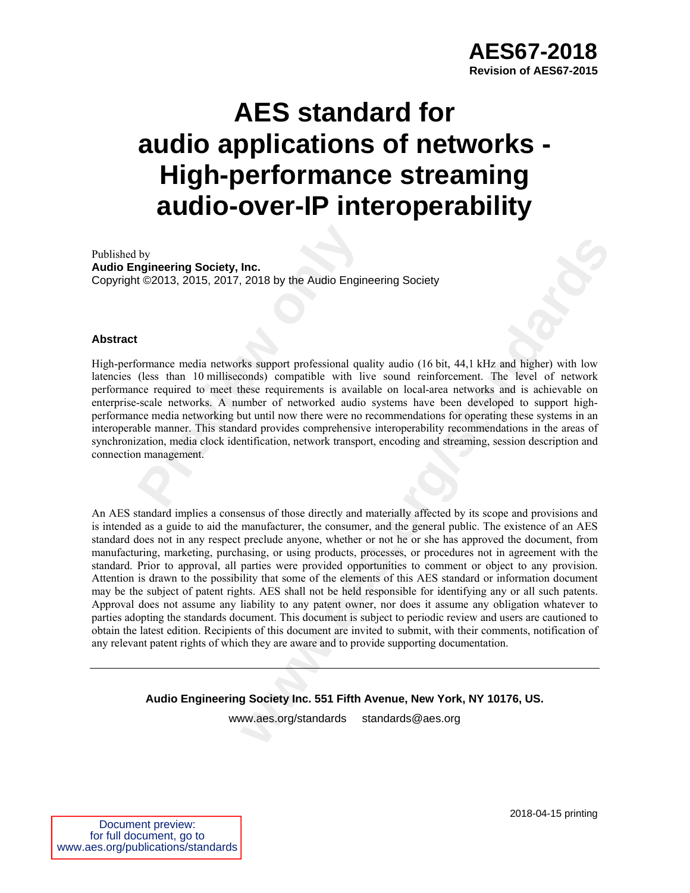**AES67-2018**
**Revision of AES67-2015**

# AES standard for audio applications of networks - High-performance streaming audio-over-IP interoperability

Published by
**Audio Engineering Society, Inc.**
Copyright ©2013, 2015, 2017, 2018 by the Audio Engineering Society

### Abstract

High-performance media networks support professional quality audio (16 bit, 44,1 kHz and higher) with low latencies (less than 10 milliseconds) compatible with live sound reinforcement. The level of network performance required to meet these requirements is available on local-area networks and is achievable on enterprise-scale networks. A number of networked audio systems have been developed to support high-performance media networking but until now there were no recommendations for operating these systems in an interoperable manner. This standard provides comprehensive interoperability recommendations in the areas of synchronization, media clock identification, network transport, encoding and streaming, session description and connection management.

An AES standard implies a consensus of those directly and materially affected by its scope and provisions and is intended as a guide to aid the manufacturer, the consumer, and the general public. The existence of an AES standard does not in any respect preclude anyone, whether or not he or she has approved the document, from manufacturing, marketing, purchasing, or using products, processes, or procedures not in agreement with the standard. Prior to approval, all parties were provided opportunities to comment or object to any provision. Attention is drawn to the possibility that some of the elements of this AES standard or information document may be the subject of patent rights. AES shall not be held responsible for identifying any or all such patents. Approval does not assume any liability to any patent owner, nor does it assume any obligation whatever to parties adopting the standards document. This document is subject to periodic review and users are cautioned to obtain the latest edition. Recipients of this document are invited to submit, with their comments, notification of any relevant patent rights of which they are aware and to provide supporting documentation.

---

**Audio Engineering Society Inc. 551 Fifth Avenue, New York, NY 10176, US.**

www.aes.org/standards standards@aes.org

2018-04-15 printing

Document preview:
for full document, go to
www.aes.org/publications/standards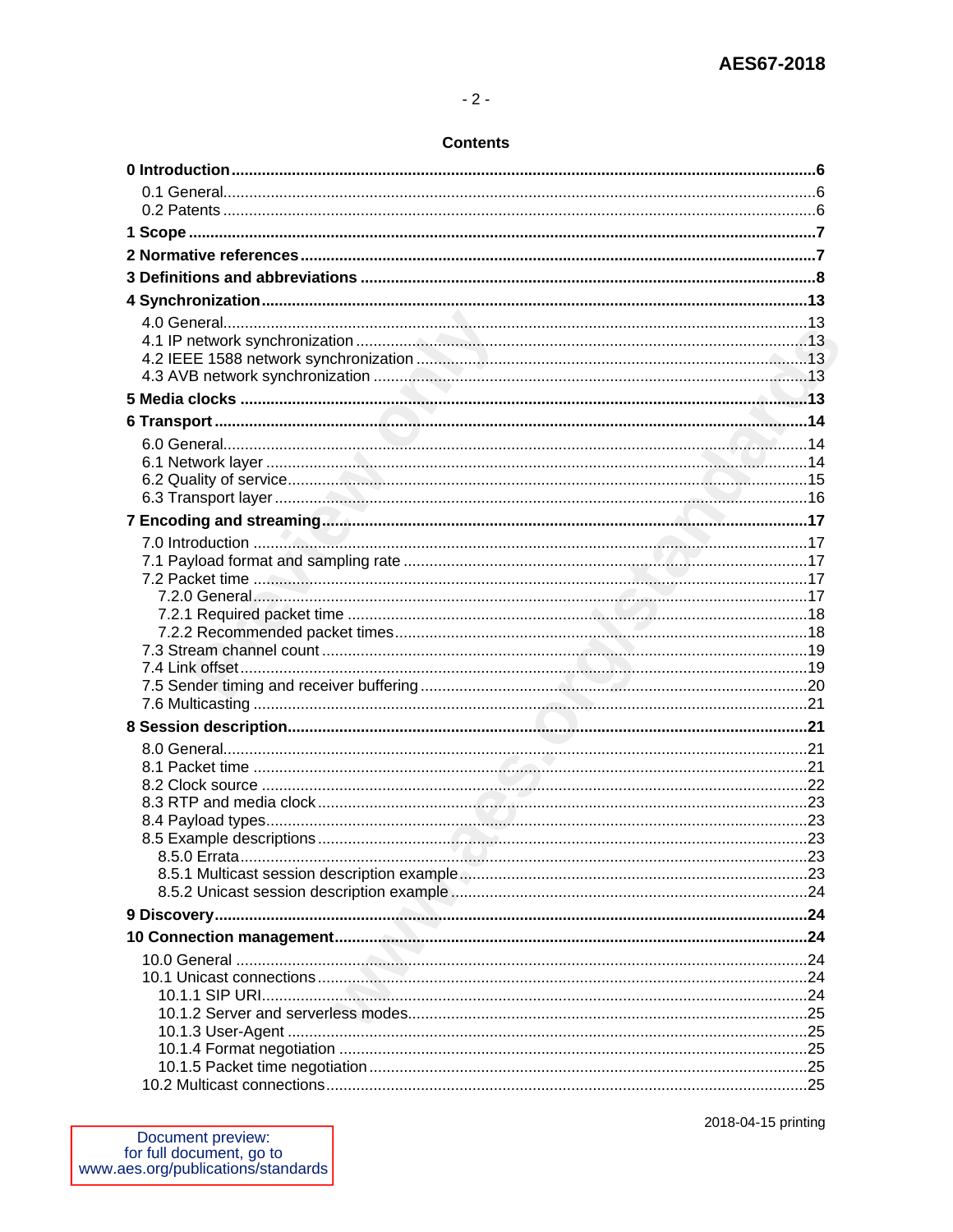**Contents**

**0 Introduction** ..... **6**
  0.1 General ..... 6
  0.2 Patents ..... 6
**1 Scope** ..... **7**
**2 Normative references** ..... **7**
**3 Definitions and abbreviations** ..... **8**
**4 Synchronization** ..... **13**
  4.0 General ..... 13
  4.1 IP network synchronization ..... 13
  4.2 IEEE 1588 network synchronization ..... 13
  4.3 AVB network synchronization ..... 13
**5 Media clocks** ..... **13**
**6 Transport** ..... **14**
  6.0 General ..... 14
  6.1 Network layer ..... 14
  6.2 Quality of service ..... 15
  6.3 Transport layer ..... 16
**7 Encoding and streaming** ..... **17**
  7.0 Introduction ..... 17
  7.1 Payload format and sampling rate ..... 17
  7.2 Packet time ..... 17
    7.2.0 General ..... 17
    7.2.1 Required packet time ..... 18
    7.2.2 Recommended packet times ..... 18
  7.3 Stream channel count ..... 19
  7.4 Link offset ..... 19
  7.5 Sender timing and receiver buffering ..... 20
  7.6 Multicasting ..... 21
**8 Session description** ..... **21**
  8.0 General ..... 21
  8.1 Packet time ..... 21
  8.2 Clock source ..... 22
  8.3 RTP and media clock ..... 23
  8.4 Payload types ..... 23
  8.5 Example descriptions ..... 23
    8.5.0 Errata ..... 23
    8.5.1 Multicast session description example ..... 23
    8.5.2 Unicast session description example ..... 24
**9 Discovery** ..... **24**
**10 Connection management** ..... **24**
  10.0 General ..... 24
  10.1 Unicast connections ..... 24
    10.1.1 SIP URI ..... 24
    10.1.2 Server and serverless modes ..... 25
    10.1.3 User-Agent ..... 25
    10.1.4 Format negotiation ..... 25
    10.1.5 Packet time negotiation ..... 25
  10.2 Multicast connections ..... 25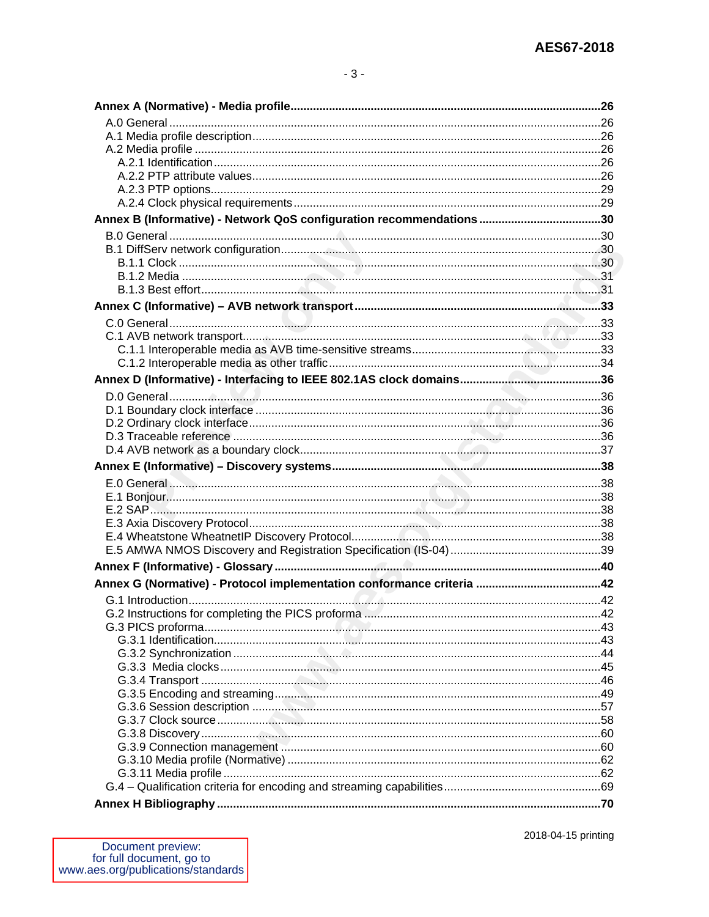**Annex A (Normative) - Media profile** ........ 26

- A.0 General ........ 26
- A.1 Media profile description ........ 26
- A.2 Media profile ........ 26
  - A.2.1 Identification ........ 26
  - A.2.2 PTP attribute values ........ 26
  - A.2.3 PTP options ........ 29
  - A.2.4 Clock physical requirements ........ 29

**Annex B (Informative) - Network QoS configuration recommendations** ........ 30

- B.0 General ........ 30
- B.1 DiffServ network configuration ........ 30
  - B.1.1 Clock ........ 30
  - B.1.2 Media ........ 31
  - B.1.3 Best effort ........ 31

**Annex C (Informative) – AVB network transport** ........ 33

- C.0 General ........ 33
- C.1 AVB network transport ........ 33
  - C.1.1 Interoperable media as AVB time-sensitive streams ........ 33
  - C.1.2 Interoperable media as other traffic ........ 34

**Annex D (Informative) - Interfacing to IEEE 802.1AS clock domains** ........ 36

- D.0 General ........ 36
- D.1 Boundary clock interface ........ 36
- D.2 Ordinary clock interface ........ 36
- D.3 Traceable reference ........ 36
- D.4 AVB network as a boundary clock ........ 37

**Annex E (Informative) – Discovery systems** ........ 38

- E.0 General ........ 38
- E.1 Bonjour ........ 38
- E.2 SAP ........ 38
- E.3 Axia Discovery Protocol ........ 38
- E.4 Wheatstone WheatnetIP Discovery Protocol ........ 38
- E.5 AMWA NMOS Discovery and Registration Specification (IS-04) ........ 39

**Annex F (Informative) - Glossary** ........ 40

**Annex G (Normative) - Protocol implementation conformance criteria** ........ 42

- G.1 Introduction ........ 42
- G.2 Instructions for completing the PICS proforma ........ 42
- G.3 PICS proforma ........ 43
  - G.3.1 Identification ........ 43
  - G.3.2 Synchronization ........ 44
  - G.3.3 Media clocks ........ 45
  - G.3.4 Transport ........ 46
  - G.3.5 Encoding and streaming ........ 49
  - G.3.6 Session description ........ 57
  - G.3.7 Clock source ........ 58
  - G.3.8 Discovery ........ 60
  - G.3.9 Connection management ........ 60
  - G.3.10 Media profile (Normative) ........ 62
  - G.3.11 Media profile ........ 62
- G.4 – Qualification criteria for encoding and streaming capabilities ........ 69

**Annex H Bibliography** ........ 70

2018-04-15 printing

Document preview: for full document, go to www.aes.org/publications/standards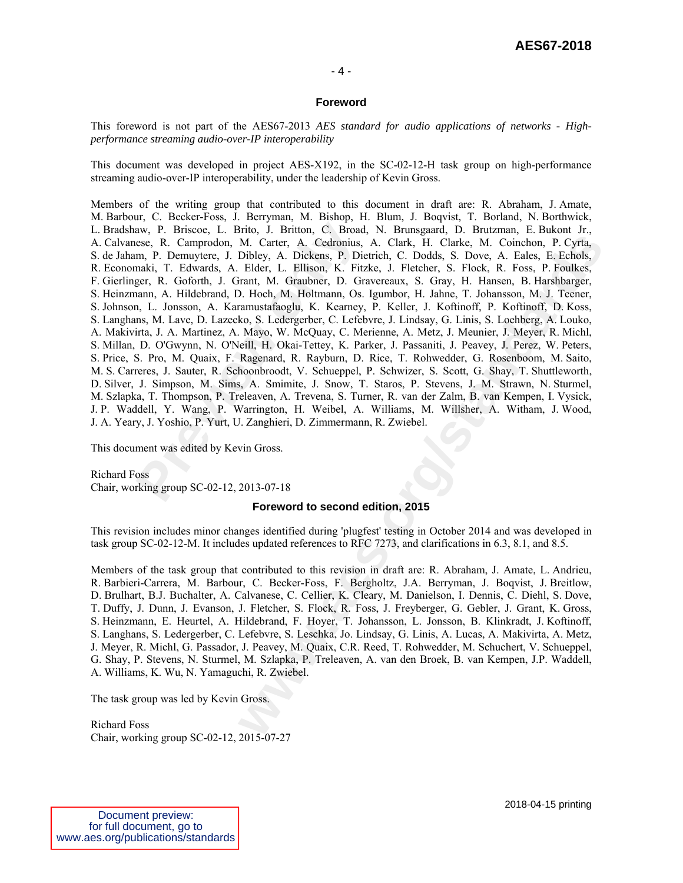## Foreword

This foreword is not part of the AES67-2013 *AES standard for audio applications of networks - High-performance streaming audio-over-IP interoperability*

This document was developed in project AES-X192, in the SC-02-12-H task group on high-performance streaming audio-over-IP interoperability, under the leadership of Kevin Gross.

Members of the writing group that contributed to this document in draft are: R. Abraham, J. Amate, M. Barbour, C. Becker-Foss, J. Berryman, M. Bishop, H. Blum, J. Boqvist, T. Borland, N. Borthwick, L. Bradshaw, P. Briscoe, L. Brito, J. Britton, C. Broad, N. Brunsgaard, D. Brutzman, E. Bukont Jr., A. Calvanese, R. Camprodon, M. Carter, A. Cedronius, A. Clark, H. Clarke, M. Coinchon, P. Cyrta, S. de Jaham, P. Demuytere, J. Dibley, A. Dickens, P. Dietrich, C. Dodds, S. Dove, A. Eales, E. Echols, R. Economaki, T. Edwards, A. Elder, L. Ellison, K. Fitzke, J. Fletcher, S. Flock, R. Foss, P. Foulkes, F. Gierlinger, R. Goforth, J. Grant, M. Graubner, D. Gravereaux, S. Gray, H. Hansen, B. Harshbarger, S. Heinzmann, A. Hildebrand, D. Hoch, M. Holtmann, Os. Igumbor, H. Jahne, T. Johansson, M. J. Teener, S. Johnson, L. Jonsson, A. Karamustafaoglu, K. Kearney, P. Keller, J. Koftinoff, P. Koftinoff, D. Koss, S. Langhans, M. Lave, D. Lazecko, S. Ledergerber, C. Lefebvre, J. Lindsay, G. Linis, S. Loehberg, A. Louko, A. Makivirta, J. A. Martinez, A. Mayo, W. McQuay, C. Merienne, A. Metz, J. Meunier, J. Meyer, R. Michl, S. Millan, D. O'Gwynn, N. O'Neill, H. Okai-Tettey, K. Parker, J. Passaniti, J. Peavey, J. Perez, W. Peters, S. Price, S. Pro, M. Quaix, F. Ragenard, R. Rayburn, D. Rice, T. Rohwedder, G. Rosenboom, M. Saito, M. S. Carreres, J. Sauter, R. Schoonbroodt, V. Schueppel, P. Schwizer, S. Scott, G. Shay, T. Shuttleworth, D. Silver, J. Simpson, M. Sims, A. Smimite, J. Snow, T. Staros, P. Stevens, J. M. Strawn, N. Sturmel, M. Szlapka, T. Thompson, P. Treleaven, A. Trevena, S. Turner, R. van der Zalm, B. van Kempen, I. Vysick, J. P. Waddell, Y. Wang, P. Warrington, H. Weibel, A. Williams, M. Willsher, A. Witham, J. Wood, J. A. Yeary, J. Yoshio, P. Yurt, U. Zanghieri, D. Zimmermann, R. Zwiebel.

This document was edited by Kevin Gross.

Richard Foss  
Chair, working group SC-02-12, 2013-07-18

## Foreword to second edition, 2015

This revision includes minor changes identified during 'plugfest' testing in October 2014 and was developed in task group SC-02-12-M. It includes updated references to RFC 7273, and clarifications in 6.3, 8.1, and 8.5.

Members of the task group that contributed to this revision in draft are: R. Abraham, J. Amate, L. Andrieu, R. Barbieri-Carrera, M. Barbour, C. Becker-Foss, F. Bergholtz, J.A. Berryman, J. Boqvist, J. Breitlow, D. Brulhart, B.J. Buchalter, A. Calvanese, C. Cellier, K. Cleary, M. Danielson, I. Dennis, C. Diehl, S. Dove, T. Duffy, J. Dunn, J. Evanson, J. Fletcher, S. Flock, R. Foss, J. Freyberger, G. Gebler, J. Grant, K. Gross, S. Heinzmann, E. Heurtel, A. Hildebrand, F. Hoyer, T. Johansson, L. Jonsson, B. Klinkradt, J. Koftinoff, S. Langhans, S. Ledergerber, C. Lefebvre, S. Leschka, Jo. Lindsay, G. Linis, A. Lucas, A. Makivirta, A. Metz, J. Meyer, R. Michl, G. Passador, J. Peavey, M. Quaix, C.R. Reed, T. Rohwedder, M. Schuchert, V. Schueppel, G. Shay, P. Stevens, N. Sturmel, M. Szlapka, P. Treleaven, A. van den Broek, B. van Kempen, J.P. Waddell, A. Williams, K. Wu, N. Yamaguchi, R. Zwiebel.

The task group was led by Kevin Gross.

Richard Foss  
Chair, working group SC-02-12, 2015-07-27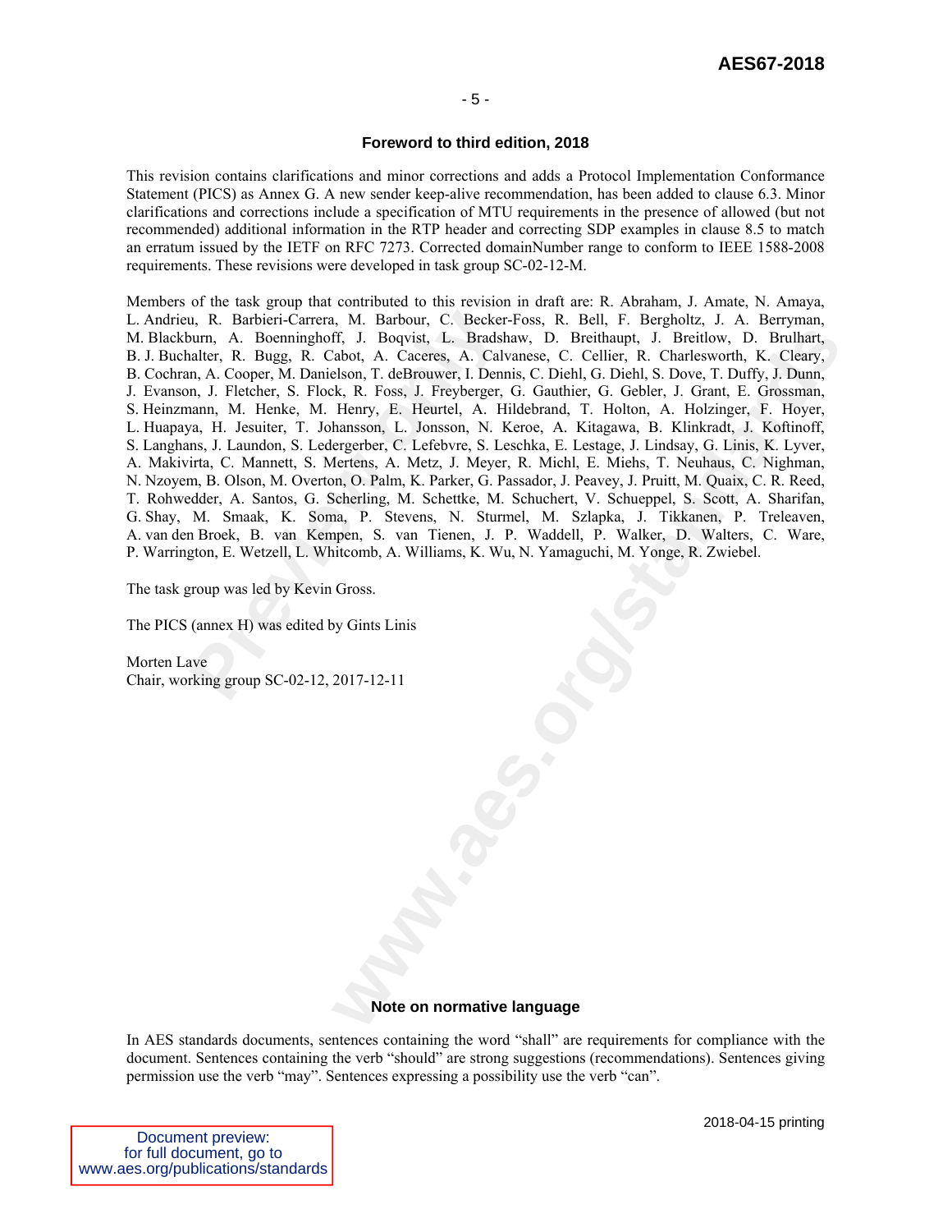## Foreword to third edition, 2018

This revision contains clarifications and minor corrections and adds a Protocol Implementation Conformance Statement (PICS) as Annex G. A new sender keep-alive recommendation, has been added to clause 6.3. Minor clarifications and corrections include a specification of MTU requirements in the presence of allowed (but not recommended) additional information in the RTP header and correcting SDP examples in clause 8.5 to match an erratum issued by the IETF on RFC 7273. Corrected domainNumber range to conform to IEEE 1588-2008 requirements. These revisions were developed in task group SC-02-12-M.

Members of the task group that contributed to this revision in draft are: R. Abraham, J. Amate, N. Amaya, L. Andrieu, R. Barbieri-Carrera, M. Barbour, C. Becker-Foss, R. Bell, F. Bergholtz, J. A. Berryman, M. Blackburn, A. Boenninghoff, J. Boqvist, L. Bradshaw, D. Breithaupt, J. Breitlow, D. Brulhart, B. J. Buchalter, R. Bugg, R. Cabot, A. Caceres, A. Calvanese, C. Cellier, R. Charlesworth, K. Cleary, B. Cochran, A. Cooper, M. Danielson, T. deBrouwer, I. Dennis, C. Diehl, G. Diehl, S. Dove, T. Duffy, J. Dunn, J. Evanson, J. Fletcher, S. Flock, R. Foss, J. Freyberger, G. Gauthier, G. Gebler, J. Grant, E. Grossman, S. Heinzmann, M. Henke, M. Henry, E. Heurtel, A. Hildebrand, T. Holton, A. Holzinger, F. Hoyer, L. Huapaya, H. Jesuiter, T. Johansson, L. Jonsson, N. Keroe, A. Kitagawa, B. Klinkradt, J. Koftinoff, S. Langhans, J. Laundon, S. Ledergerber, C. Lefebvre, S. Leschka, E. Lestage, J. Lindsay, G. Linis, K. Lyver, A. Makivirta, C. Mannett, S. Mertens, A. Metz, J. Meyer, R. Michl, E. Miehs, T. Neuhaus, C. Nighman, N. Nzoyem, B. Olson, M. Overton, O. Palm, K. Parker, G. Passador, J. Peavey, J. Pruitt, M. Quaix, C. R. Reed, T. Rohwedder, A. Santos, G. Scherling, M. Schettke, M. Schuchert, V. Schueppel, S. Scott, A. Sharifan, G. Shay, M. Smaak, K. Soma, P. Stevens, N. Sturmel, M. Szlapka, J. Tikkanen, P. Treleaven, A. van den Broek, B. van Kempen, S. van Tienen, J. P. Waddell, P. Walker, D. Walters, C. Ware, P. Warrington, E. Wetzell, L. Whitcomb, A. Williams, K. Wu, N. Yamaguchi, M. Yonge, R. Zwiebel.

The task group was led by Kevin Gross.

The PICS (annex H) was edited by Gints Linis

Morten Lave
Chair, working group SC-02-12, 2017-12-11

## Note on normative language

In AES standards documents, sentences containing the word "shall" are requirements for compliance with the document. Sentences containing the verb "should" are strong suggestions (recommendations). Sentences giving permission use the verb "may". Sentences expressing a possibility use the verb "can".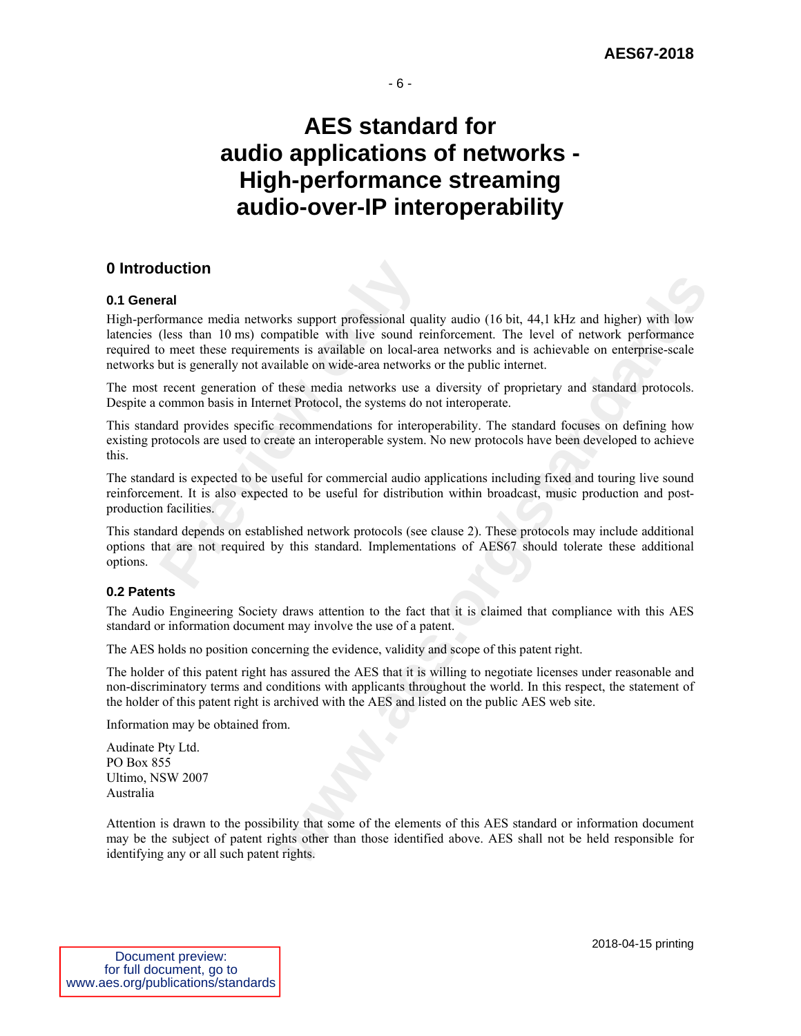# AES standard for audio applications of networks - High-performance streaming audio-over-IP interoperability

## 0 Introduction

### 0.1 General

High-performance media networks support professional quality audio (16 bit, 44,1 kHz and higher) with low latencies (less than 10 ms) compatible with live sound reinforcement. The level of network performance required to meet these requirements is available on local-area networks and is achievable on enterprise-scale networks but is generally not available on wide-area networks or the public internet.

The most recent generation of these media networks use a diversity of proprietary and standard protocols. Despite a common basis in Internet Protocol, the systems do not interoperate.

This standard provides specific recommendations for interoperability. The standard focuses on defining how existing protocols are used to create an interoperable system. No new protocols have been developed to achieve this.

The standard is expected to be useful for commercial audio applications including fixed and touring live sound reinforcement. It is also expected to be useful for distribution within broadcast, music production and post-production facilities.

This standard depends on established network protocols (see clause 2). These protocols may include additional options that are not required by this standard. Implementations of AES67 should tolerate these additional options.

### 0.2 Patents

The Audio Engineering Society draws attention to the fact that it is claimed that compliance with this AES standard or information document may involve the use of a patent.

The AES holds no position concerning the evidence, validity and scope of this patent right.

The holder of this patent right has assured the AES that it is willing to negotiate licenses under reasonable and non-discriminatory terms and conditions with applicants throughout the world. In this respect, the statement of the holder of this patent right is archived with the AES and listed on the public AES web site.

Information may be obtained from.

Audinate Pty Ltd.
PO Box 855
Ultimo, NSW 2007
Australia

Attention is drawn to the possibility that some of the elements of this AES standard or information document may be the subject of patent rights other than those identified above. AES shall not be held responsible for identifying any or all such patent rights.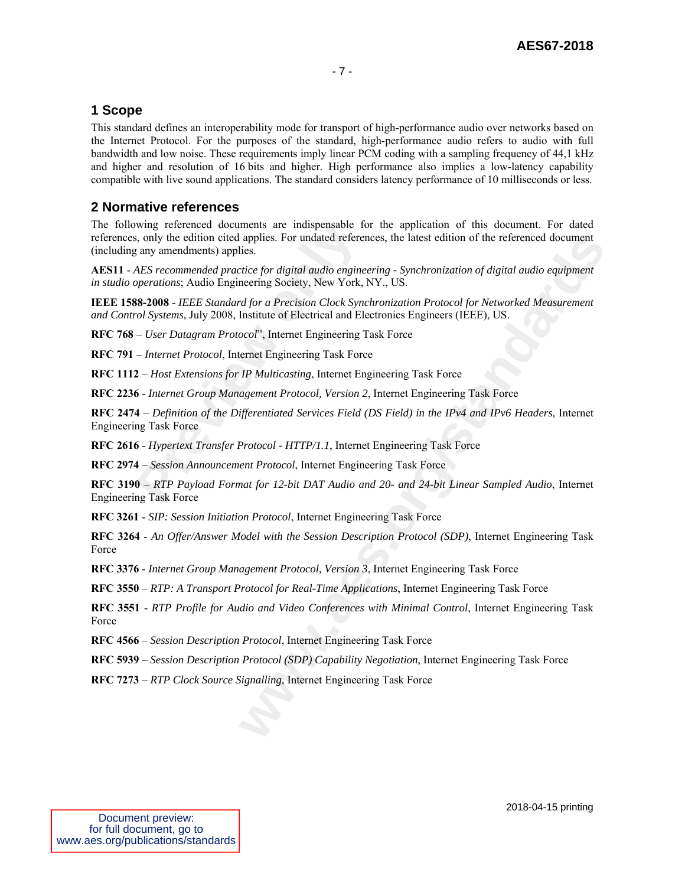## 1 Scope

This standard defines an interoperability mode for transport of high-performance audio over networks based on the Internet Protocol. For the purposes of the standard, high-performance audio refers to audio with full bandwidth and low noise. These requirements imply linear PCM coding with a sampling frequency of 44,1 kHz and higher and resolution of 16 bits and higher. High performance also implies a low-latency capability compatible with live sound applications. The standard considers latency performance of 10 milliseconds or less.

## 2 Normative references

The following referenced documents are indispensable for the application of this document. For dated references, only the edition cited applies. For undated references, the latest edition of the referenced document (including any amendments) applies.

**AES11** - *AES recommended practice for digital audio engineering - Synchronization of digital audio equipment in studio operations*; Audio Engineering Society, New York, NY., US.

**IEEE 1588-2008** - *IEEE Standard for a Precision Clock Synchronization Protocol for Networked Measurement and Control Systems*, July 2008, Institute of Electrical and Electronics Engineers (IEEE), US.

**RFC 768** – *User Datagram Protocol*", Internet Engineering Task Force

**RFC 791** – *Internet Protocol*, Internet Engineering Task Force

**RFC 1112** – *Host Extensions for IP Multicasting*, Internet Engineering Task Force

**RFC 2236** - *Internet Group Management Protocol, Version 2*, Internet Engineering Task Force

**RFC 2474** – *Definition of the Differentiated Services Field (DS Field) in the IPv4 and IPv6 Headers*, Internet Engineering Task Force

**RFC 2616** - *Hypertext Transfer Protocol - HTTP/1.1*, Internet Engineering Task Force

**RFC 2974** – *Session Announcement Protocol*, Internet Engineering Task Force

**RFC 3190** – *RTP Payload Format for 12-bit DAT Audio and 20- and 24-bit Linear Sampled Audio*, Internet Engineering Task Force

**RFC 3261** - *SIP: Session Initiation Protocol*, Internet Engineering Task Force

**RFC 3264** - *An Offer/Answer Model with the Session Description Protocol (SDP)*, Internet Engineering Task Force

**RFC 3376** - *Internet Group Management Protocol, Version 3*, Internet Engineering Task Force

**RFC 3550** – *RTP: A Transport Protocol for Real-Time Applications*, Internet Engineering Task Force

**RFC 3551** - *RTP Profile for Audio and Video Conferences with Minimal Control*, Internet Engineering Task Force

**RFC 4566** – *Session Description Protocol*, Internet Engineering Task Force

**RFC 5939** – *Session Description Protocol (SDP) Capability Negotiation*, Internet Engineering Task Force

**RFC 7273** – *RTP Clock Source Signalling*, Internet Engineering Task Force